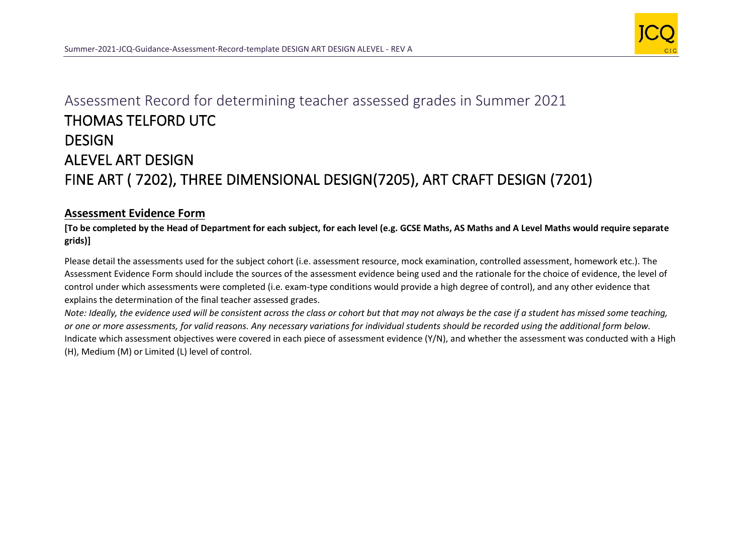# Assessment Record for determining teacher assessed grades in Summer 2021

# THOMAS TELFORD UTC

# DESIGN

# ALEVEL ART DESIGN

# FINE ART ( 7202), THREE DIMENSIONAL DESIGN(7205), ART CRAFT DESIGN (7201)

## Assessment Evidence Form

**[To be completed by the Head of Department for each subject, for each level (e.g. GCSE Maths, AS Maths and A Level Maths would require separate grids)]**

Please detail the assessments used for the subject cohort (i.e. assessment resource, mock examination, controlled assessment, homework etc.). The Assessment Evidence Form should include the sources of the assessment evidence being used and the rationale for the choice of evidence, the level of control under which assessments were completed (i.e. exam-type conditions would provide a high degree of control), and any other evidence that explains the determination of the final teacher assessed grades.

*Note: Ideally, the evidence used will be consistent across the class or cohort but that may not always be the case if a student has missed some teaching, or one or more assessments, for valid reasons. Any necessary variations for individual students should be recorded using the additional form below.*

Indicate which assessment objectives were covered in each piece of assessment evidence (Y/N), and whether the assessment was conducted with a High (H), Medium (M) or Limited (L) level of control.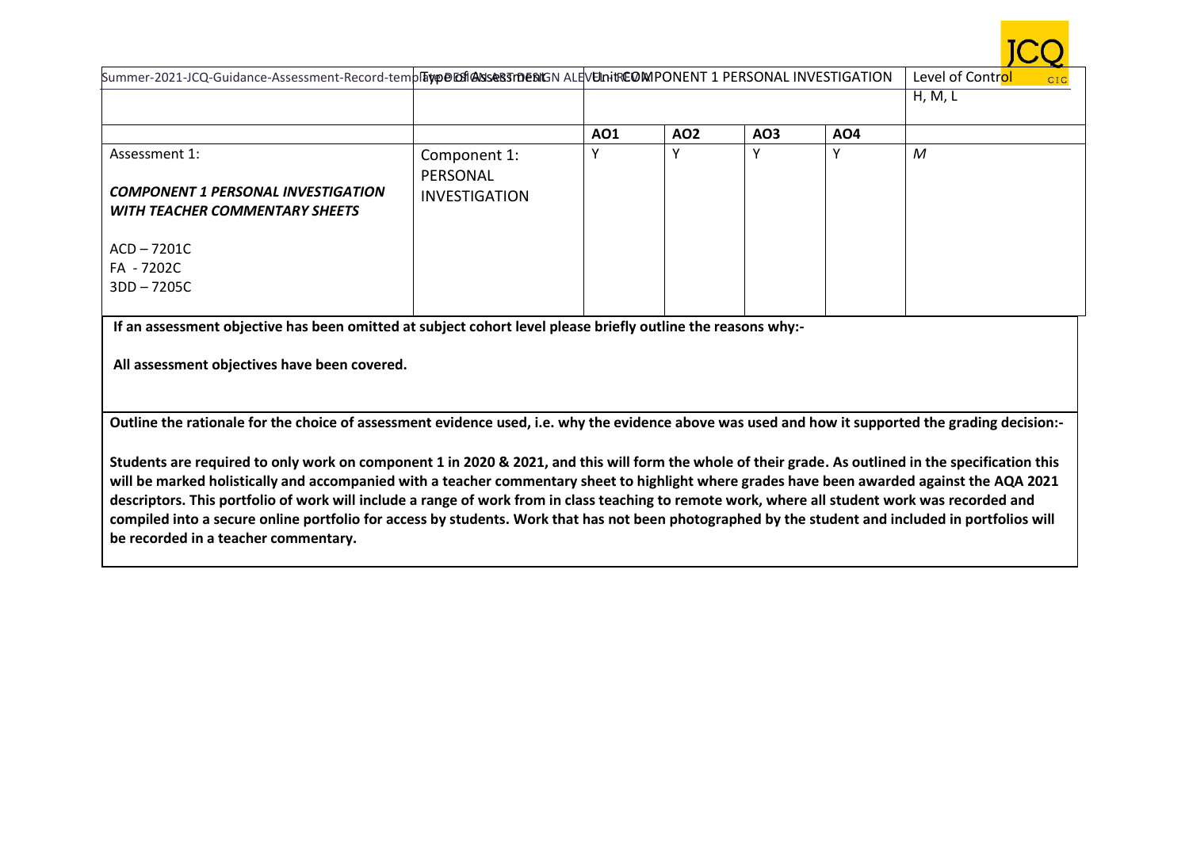| Summer-2021-JCQ-Guidance-Assessment-Record-template | Type of Assessment ART DESIGN ALEVEL | Unit: COMPONENT 1 PERSONAL INVESTIGATION | | | | Level of Control |
|---|---|---|---|---|---|---|
| | | | | | | H, M, L |
| | | **AO1** | **AO2** | **AO3** | **AO4** | |
| Assessment 1:<br><br>***COMPONENT 1 PERSONAL INVESTIGATION WITH TEACHER COMMENTARY SHEETS***<br><br>ACD – 7201C<br>FA - 7202C<br>3DD – 7205C | Component 1: PERSONAL INVESTIGATION | Y | Y | Y | Y | *M* |

**If an assessment objective has been omitted at subject cohort level please briefly outline the reasons why:-**

**All assessment objectives have been covered.**

**Outline the rationale for the choice of assessment evidence used, i.e. why the evidence above was used and how it supported the grading decision:-**

**Students are required to only work on component 1 in 2020 & 2021, and this will form the whole of their grade. As outlined in the specification this will be marked holistically and accompanied with a teacher commentary sheet to highlight where grades have been awarded against the AQA 2021 descriptors. This portfolio of work will include a range of work from in class teaching to remote work, where all student work was recorded and compiled into a secure online portfolio for access by students. Work that has not been photographed by the student and included in portfolios will be recorded in a teacher commentary.**